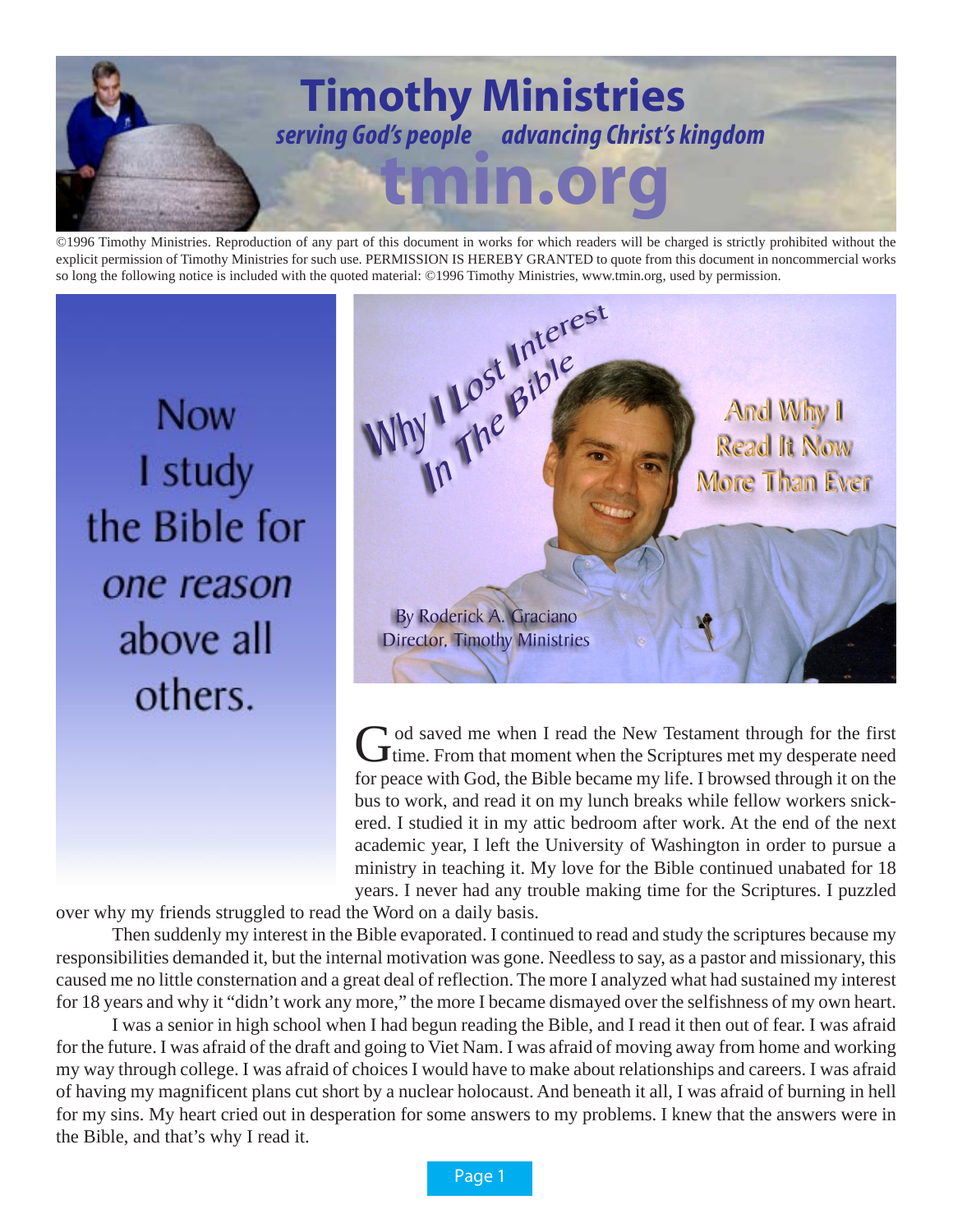# Timothy Ministries

*serving God's people advancing Christ's kingdom*

**tmin.org**

©1996 Timothy Ministries. Reproduction of any part of this document in works for which readers will be charged is strictly prohibited without the explicit permission of Timothy Ministries for such use. PERMISSION IS HEREBY GRANTED to quote from this document in noncommercial works so long the following notice is included with the quoted material: ©1996 Timothy Ministries, www.tmin.org, used by permission.

# Why I Lost Interest In The Bible

## And Why I Read It Now More Than Ever

By Roderick A. Graciano
Director, Timothy Ministries

> Now I study the Bible for *one reason* above all others.

God saved me when I read the New Testament through for the first time. From that moment when the Scriptures met my desperate need for peace with God, the Bible became my life. I browsed through it on the bus to work, and read it on my lunch breaks while fellow workers snickered. I studied it in my attic bedroom after work. At the end of the next academic year, I left the University of Washington in order to pursue a ministry in teaching it. My love for the Bible continued unabated for 18 years. I never had any trouble making time for the Scriptures. I puzzled over why my friends struggled to read the Word on a daily basis.

Then suddenly my interest in the Bible evaporated. I continued to read and study the scriptures because my responsibilities demanded it, but the internal motivation was gone. Needless to say, as a pastor and missionary, this caused me no little consternation and a great deal of reflection. The more I analyzed what had sustained my interest for 18 years and why it "didn't work any more," the more I became dismayed over the selfishness of my own heart.

I was a senior in high school when I had begun reading the Bible, and I read it then out of fear. I was afraid for the future. I was afraid of the draft and going to Viet Nam. I was afraid of moving away from home and working my way through college. I was afraid of choices I would have to make about relationships and careers. I was afraid of having my magnificent plans cut short by a nuclear holocaust. And beneath it all, I was afraid of burning in hell for my sins. My heart cried out in desperation for some answers to my problems. I knew that the answers were in the Bible, and that's why I read it.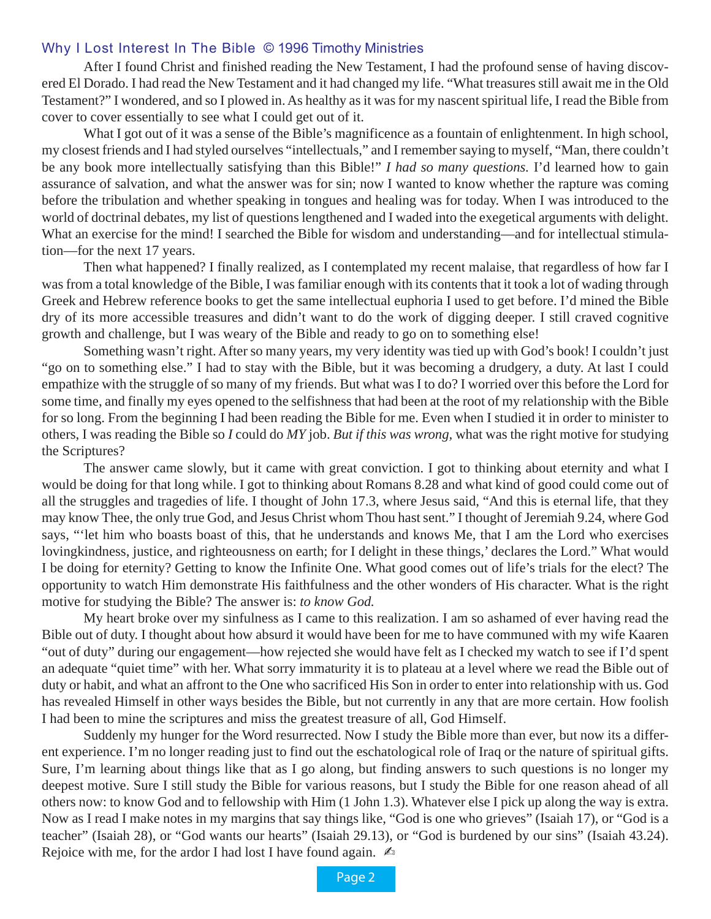## Why I Lost Interest In The Bible © 1996 Timothy Ministries

After I found Christ and finished reading the New Testament, I had the profound sense of having discovered El Dorado. I had read the New Testament and it had changed my life. "What treasures still await me in the Old Testament?" I wondered, and so I plowed in. As healthy as it was for my nascent spiritual life, I read the Bible from cover to cover essentially to see what I could get out of it.

What I got out of it was a sense of the Bible's magnificence as a fountain of enlightenment. In high school, my closest friends and I had styled ourselves "intellectuals," and I remember saying to myself, "Man, there couldn't be any book more intellectually satisfying than this Bible!" *I had so many questions.* I'd learned how to gain assurance of salvation, and what the answer was for sin; now I wanted to know whether the rapture was coming before the tribulation and whether speaking in tongues and healing was for today. When I was introduced to the world of doctrinal debates, my list of questions lengthened and I waded into the exegetical arguments with delight. What an exercise for the mind! I searched the Bible for wisdom and understanding—and for intellectual stimulation—for the next 17 years.

Then what happened? I finally realized, as I contemplated my recent malaise, that regardless of how far I was from a total knowledge of the Bible, I was familiar enough with its contents that it took a lot of wading through Greek and Hebrew reference books to get the same intellectual euphoria I used to get before. I'd mined the Bible dry of its more accessible treasures and didn't want to do the work of digging deeper. I still craved cognitive growth and challenge, but I was weary of the Bible and ready to go on to something else!

Something wasn't right. After so many years, my very identity was tied up with God's book! I couldn't just "go on to something else." I had to stay with the Bible, but it was becoming a drudgery, a duty. At last I could empathize with the struggle of so many of my friends. But what was I to do? I worried over this before the Lord for some time, and finally my eyes opened to the selfishness that had been at the root of my relationship with the Bible for so long. From the beginning I had been reading the Bible for me. Even when I studied it in order to minister to others, I was reading the Bible so *I* could do *MY* job. *But if this was wrong,* what was the right motive for studying the Scriptures?

The answer came slowly, but it came with great conviction. I got to thinking about eternity and what I would be doing for that long while. I got to thinking about Romans 8.28 and what kind of good could come out of all the struggles and tragedies of life. I thought of John 17.3, where Jesus said, "And this is eternal life, that they may know Thee, the only true God, and Jesus Christ whom Thou hast sent." I thought of Jeremiah 9.24, where God says, "'let him who boasts boast of this, that he understands and knows Me, that I am the Lord who exercises lovingkindness, justice, and righteousness on earth; for I delight in these things,' declares the Lord." What would I be doing for eternity? Getting to know the Infinite One. What good comes out of life's trials for the elect? The opportunity to watch Him demonstrate His faithfulness and the other wonders of His character. What is the right motive for studying the Bible? The answer is: *to know God.*

My heart broke over my sinfulness as I came to this realization. I am so ashamed of ever having read the Bible out of duty. I thought about how absurd it would have been for me to have communed with my wife Kaaren "out of duty" during our engagement—how rejected she would have felt as I checked my watch to see if I'd spent an adequate "quiet time" with her. What sorry immaturity it is to plateau at a level where we read the Bible out of duty or habit, and what an affront to the One who sacrificed His Son in order to enter into relationship with us. God has revealed Himself in other ways besides the Bible, but not currently in any that are more certain. How foolish I had been to mine the scriptures and miss the greatest treasure of all, God Himself.

Suddenly my hunger for the Word resurrected. Now I study the Bible more than ever, but now its a different experience. I'm no longer reading just to find out the eschatological role of Iraq or the nature of spiritual gifts. Sure, I'm learning about things like that as I go along, but finding answers to such questions is no longer my deepest motive. Sure I still study the Bible for various reasons, but I study the Bible for one reason ahead of all others now: to know God and to fellowship with Him (1 John 1.3). Whatever else I pick up along the way is extra. Now as I read I make notes in my margins that say things like, "God is one who grieves" (Isaiah 17), or "God is a teacher" (Isaiah 28), or "God wants our hearts" (Isaiah 29.13), or "God is burdened by our sins" (Isaiah 43.24). Rejoice with me, for the ardor I had lost I have found again. ✍